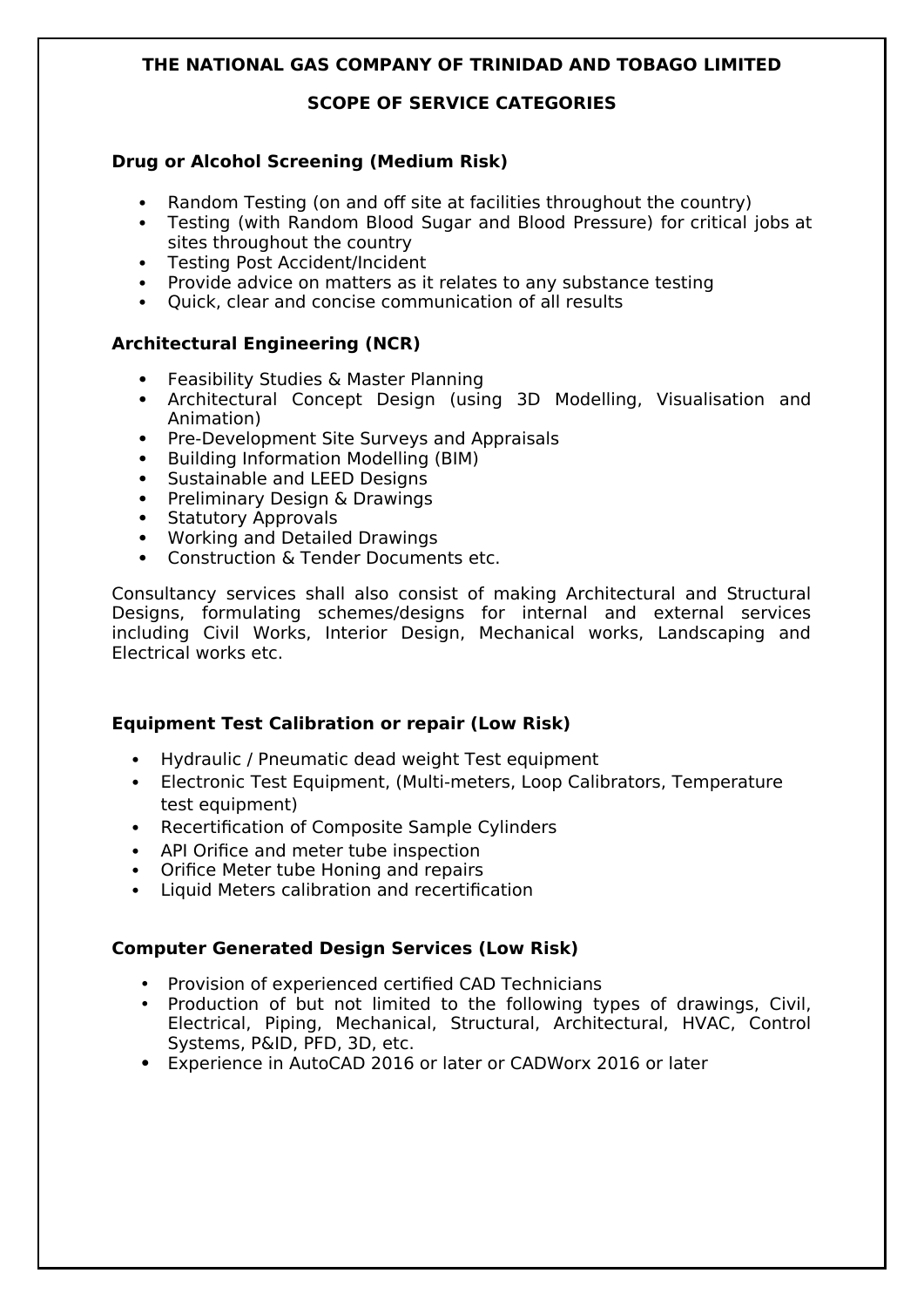# THE NATIONAL GAS COMPANY OF TRINIDAD AND TOBAGO LIMITED

## SCOPE OF SERVICE CATEGORIES

**Drug or Alcohol Screening (Medium Risk)**

- Random Testing (on and off site at facilities throughout the country)
- Testing (with Random Blood Sugar and Blood Pressure) for critical jobs at sites throughout the country
- Testing Post Accident/Incident
- Provide advice on matters as it relates to any substance testing
- Quick, clear and concise communication of all results

**Architectural Engineering (NCR)**

- Feasibility Studies & Master Planning
- Architectural Concept Design (using 3D Modelling, Visualisation and Animation)
- Pre-Development Site Surveys and Appraisals
- Building Information Modelling (BIM)
- Sustainable and LEED Designs
- Preliminary Design & Drawings
- Statutory Approvals
- Working and Detailed Drawings
- Construction & Tender Documents etc.

Consultancy services shall also consist of making Architectural and Structural Designs, formulating schemes/designs for internal and external services including Civil Works, Interior Design, Mechanical works, Landscaping and Electrical works etc.

**Equipment Test Calibration or repair (Low Risk)**

- Hydraulic / Pneumatic dead weight Test equipment
- Electronic Test Equipment, (Multi-meters, Loop Calibrators, Temperature test equipment)
- Recertification of Composite Sample Cylinders
- API Orifice and meter tube inspection
- Orifice Meter tube Honing and repairs
- Liquid Meters calibration and recertification

**Computer Generated Design Services (Low Risk)**

- Provision of experienced certified CAD Technicians
- Production of but not limited to the following types of drawings, Civil, Electrical, Piping, Mechanical, Structural, Architectural, HVAC, Control Systems, P&ID, PFD, 3D, etc.
- Experience in AutoCAD 2016 or later or CADWorx 2016 or later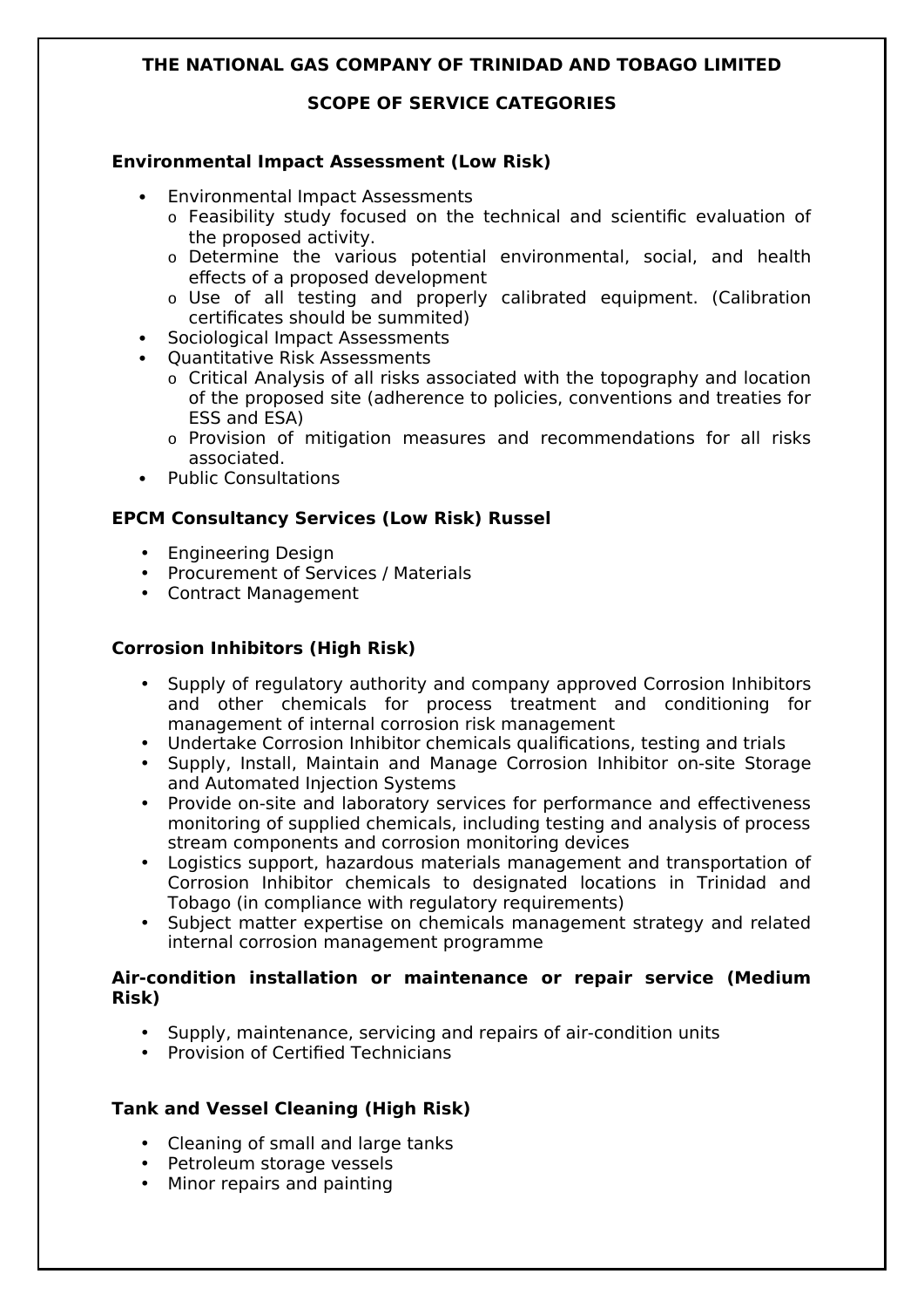**THE NATIONAL GAS COMPANY OF TRINIDAD AND TOBAGO LIMITED**

**SCOPE OF SERVICE CATEGORIES**

**Environmental Impact Assessment (Low Risk)**

- Environmental Impact Assessments
  - Feasibility study focused on the technical and scientific evaluation of the proposed activity.
  - Determine the various potential environmental, social, and health effects of a proposed development
  - Use of all testing and properly calibrated equipment. (Calibration certificates should be summited)
- Sociological Impact Assessments
- Quantitative Risk Assessments
  - Critical Analysis of all risks associated with the topography and location of the proposed site (adherence to policies, conventions and treaties for ESS and ESA)
  - Provision of mitigation measures and recommendations for all risks associated.
- Public Consultations

**EPCM Consultancy Services (Low Risk) Russel**

- Engineering Design
- Procurement of Services / Materials
- Contract Management

**Corrosion Inhibitors (High Risk)**

- Supply of regulatory authority and company approved Corrosion Inhibitors and other chemicals for process treatment and conditioning for management of internal corrosion risk management
- Undertake Corrosion Inhibitor chemicals qualifications, testing and trials
- Supply, Install, Maintain and Manage Corrosion Inhibitor on-site Storage and Automated Injection Systems
- Provide on-site and laboratory services for performance and effectiveness monitoring of supplied chemicals, including testing and analysis of process stream components and corrosion monitoring devices
- Logistics support, hazardous materials management and transportation of Corrosion Inhibitor chemicals to designated locations in Trinidad and Tobago (in compliance with regulatory requirements)
- Subject matter expertise on chemicals management strategy and related internal corrosion management programme

**Air-condition installation or maintenance or repair service (Medium Risk)**

- Supply, maintenance, servicing and repairs of air-condition units
- Provision of Certified Technicians

**Tank and Vessel Cleaning (High Risk)**

- Cleaning of small and large tanks
- Petroleum storage vessels
- Minor repairs and painting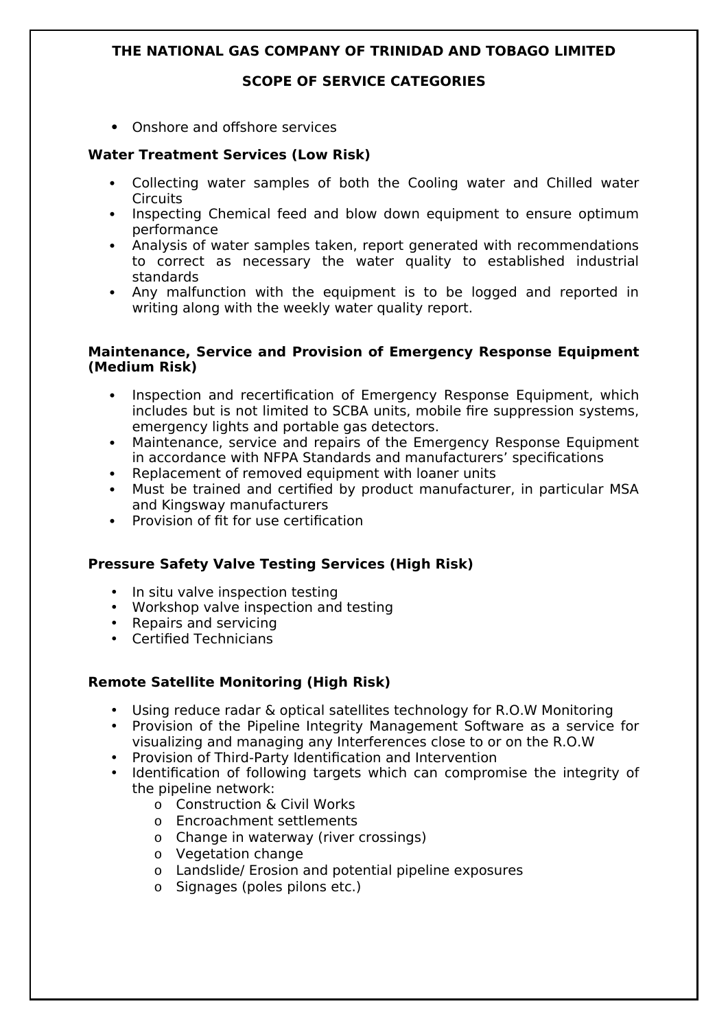**THE NATIONAL GAS COMPANY OF TRINIDAD AND TOBAGO LIMITED**

**SCOPE OF SERVICE CATEGORIES**

- Onshore and offshore services

**Water Treatment Services (Low Risk)**

- Collecting water samples of both the Cooling water and Chilled water Circuits
- Inspecting Chemical feed and blow down equipment to ensure optimum performance
- Analysis of water samples taken, report generated with recommendations to correct as necessary the water quality to established industrial standards
- Any malfunction with the equipment is to be logged and reported in writing along with the weekly water quality report.

**Maintenance, Service and Provision of Emergency Response Equipment (Medium Risk)**

- Inspection and recertification of Emergency Response Equipment, which includes but is not limited to SCBA units, mobile fire suppression systems, emergency lights and portable gas detectors.
- Maintenance, service and repairs of the Emergency Response Equipment in accordance with NFPA Standards and manufacturers' specifications
- Replacement of removed equipment with loaner units
- Must be trained and certified by product manufacturer, in particular MSA and Kingsway manufacturers
- Provision of fit for use certification

**Pressure Safety Valve Testing Services (High Risk)**

- In situ valve inspection testing
- Workshop valve inspection and testing
- Repairs and servicing
- Certified Technicians

**Remote Satellite Monitoring (High Risk)**

- Using reduce radar & optical satellites technology for R.O.W Monitoring
- Provision of the Pipeline Integrity Management Software as a service for visualizing and managing any Interferences close to or on the R.O.W
- Provision of Third-Party Identification and Intervention
- Identification of following targets which can compromise the integrity of the pipeline network:
    - Construction & Civil Works
    - Encroachment settlements
    - Change in waterway (river crossings)
    - Vegetation change
    - Landslide/ Erosion and potential pipeline exposures
    - Signages (poles pilons etc.)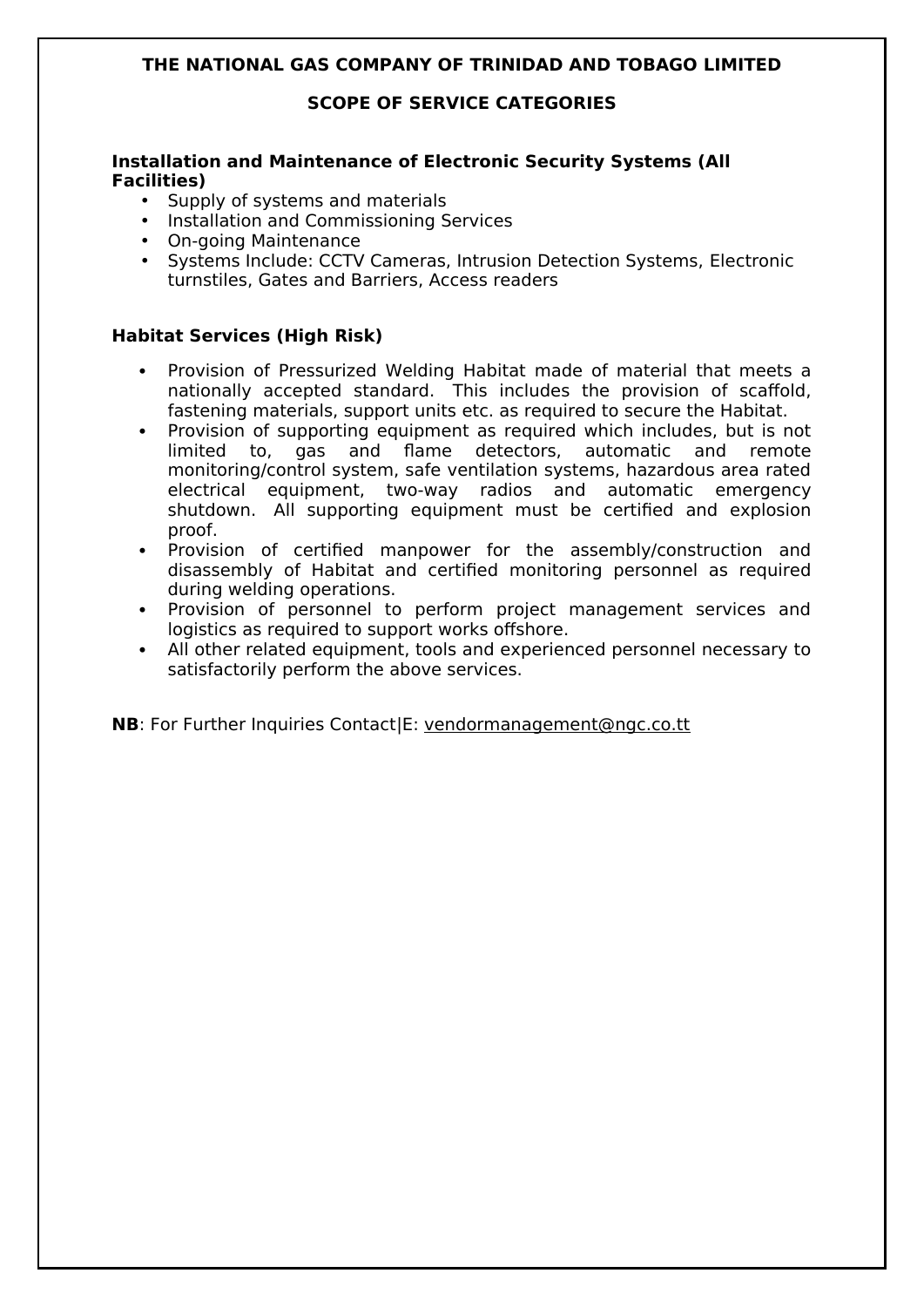# THE NATIONAL GAS COMPANY OF TRINIDAD AND TOBAGO LIMITED

## SCOPE OF SERVICE CATEGORIES

**Installation and Maintenance of Electronic Security Systems (All Facilities)**

- Supply of systems and materials
- Installation and Commissioning Services
- On-going Maintenance
- Systems Include: CCTV Cameras, Intrusion Detection Systems, Electronic turnstiles, Gates and Barriers, Access readers

**Habitat Services (High Risk)**

- Provision of Pressurized Welding Habitat made of material that meets a nationally accepted standard. This includes the provision of scaffold, fastening materials, support units etc. as required to secure the Habitat.
- Provision of supporting equipment as required which includes, but is not limited to, gas and flame detectors, automatic and remote monitoring/control system, safe ventilation systems, hazardous area rated electrical equipment, two-way radios and automatic emergency shutdown. All supporting equipment must be certified and explosion proof.
- Provision of certified manpower for the assembly/construction and disassembly of Habitat and certified monitoring personnel as required during welding operations.
- Provision of personnel to perform project management services and logistics as required to support works offshore.
- All other related equipment, tools and experienced personnel necessary to satisfactorily perform the above services.

**NB**: For Further Inquiries Contact|E: vendormanagement@ngc.co.tt